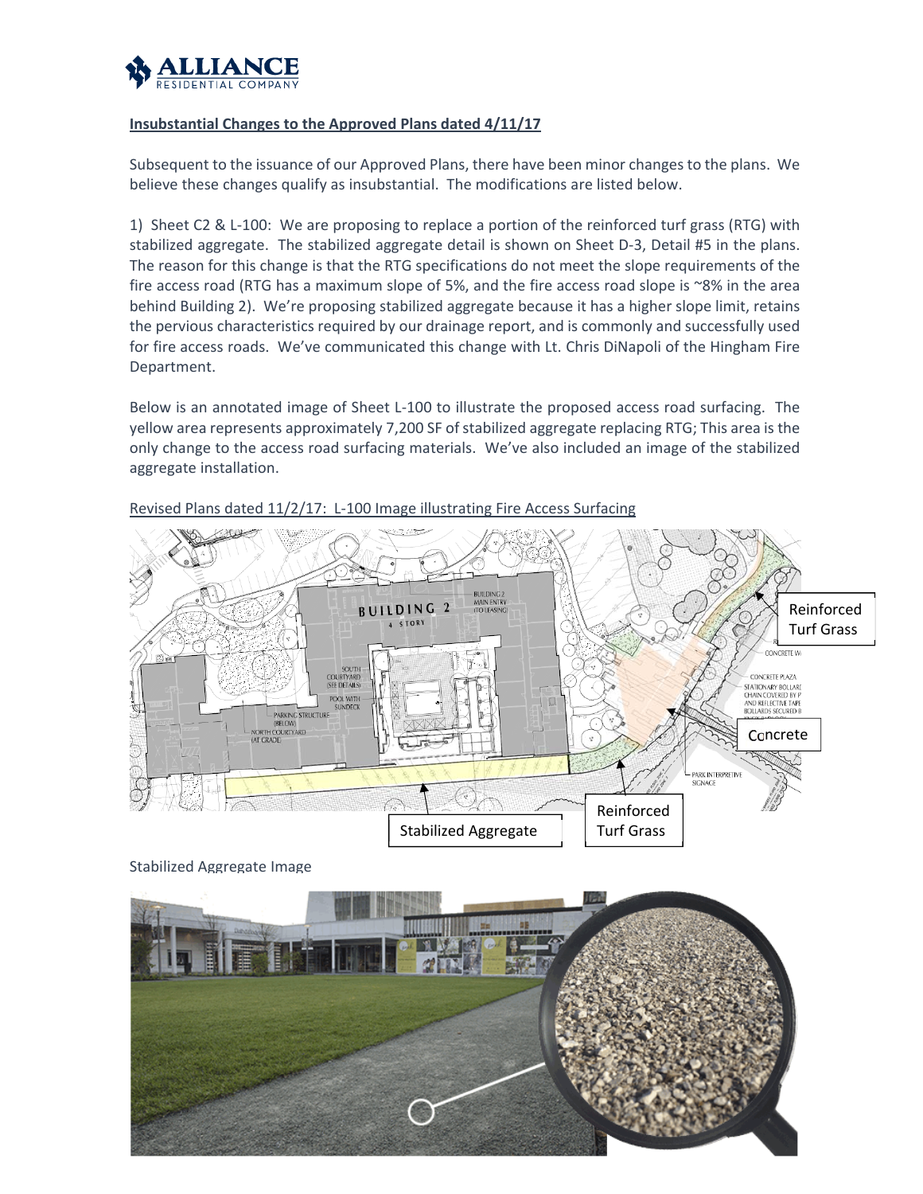**Insubstantial Changes to the Approved Plans dated 4/11/17**

Subsequent to the issuance of our Approved Plans, there have been minor changes to the plans. We believe these changes qualify as insubstantial. The modifications are listed below.

1) Sheet C2 & L-100: We are proposing to replace a portion of the reinforced turf grass (RTG) with stabilized aggregate. The stabilized aggregate detail is shown on Sheet D-3, Detail #5 in the plans. The reason for this change is that the RTG specifications do not meet the slope requirements of the fire access road (RTG has a maximum slope of 5%, and the fire access road slope is ~8% in the area behind Building 2). We're proposing stabilized aggregate because it has a higher slope limit, retains the pervious characteristics required by our drainage report, and is commonly and successfully used for fire access roads. We've communicated this change with Lt. Chris DiNapoli of the Hingham Fire Department.

Below is an annotated image of Sheet L-100 to illustrate the proposed access road surfacing. The yellow area represents approximately 7,200 SF of stabilized aggregate replacing RTG; This area is the only change to the access road surfacing materials. We've also included an image of the stabilized aggregate installation.

Revised Plans dated 11/2/17: L-100 Image illustrating Fire Access Surfacing

Stabilized Aggregate Image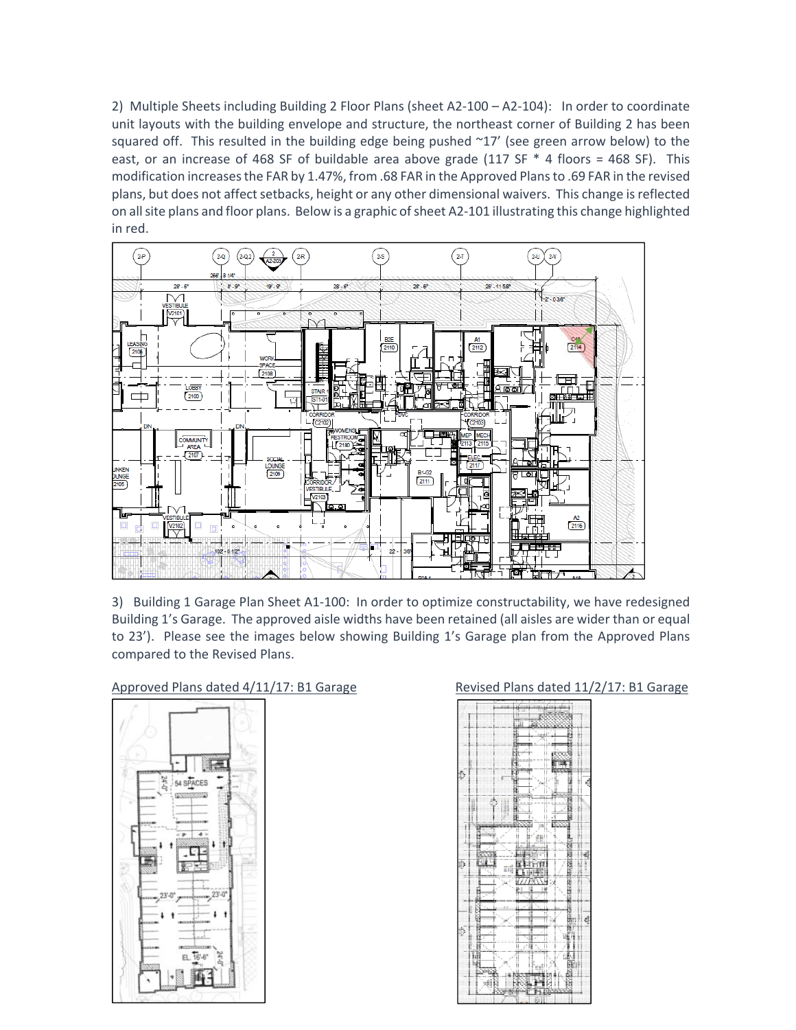2) Multiple Sheets including Building 2 Floor Plans (sheet A2-100 – A2-104): In order to coordinate unit layouts with the building envelope and structure, the northeast corner of Building 2 has been squared off. This resulted in the building edge being pushed ~17' (see green arrow below) to the east, or an increase of 468 SF of buildable area above grade (117 SF * 4 floors = 468 SF). This modification increases the FAR by 1.47%, from .68 FAR in the Approved Plans to .69 FAR in the revised plans, but does not affect setbacks, height or any other dimensional waivers. This change is reflected on all site plans and floor plans. Below is a graphic of sheet A2-101 illustrating this change highlighted in red.

3) Building 1 Garage Plan Sheet A1-100: In order to optimize constructability, we have redesigned Building 1's Garage. The approved aisle widths have been retained (all aisles are wider than or equal to 23'). Please see the images below showing Building 1's Garage plan from the Approved Plans compared to the Revised Plans.

Approved Plans dated 4/11/17: B1 Garage

Revised Plans dated 11/2/17: B1 Garage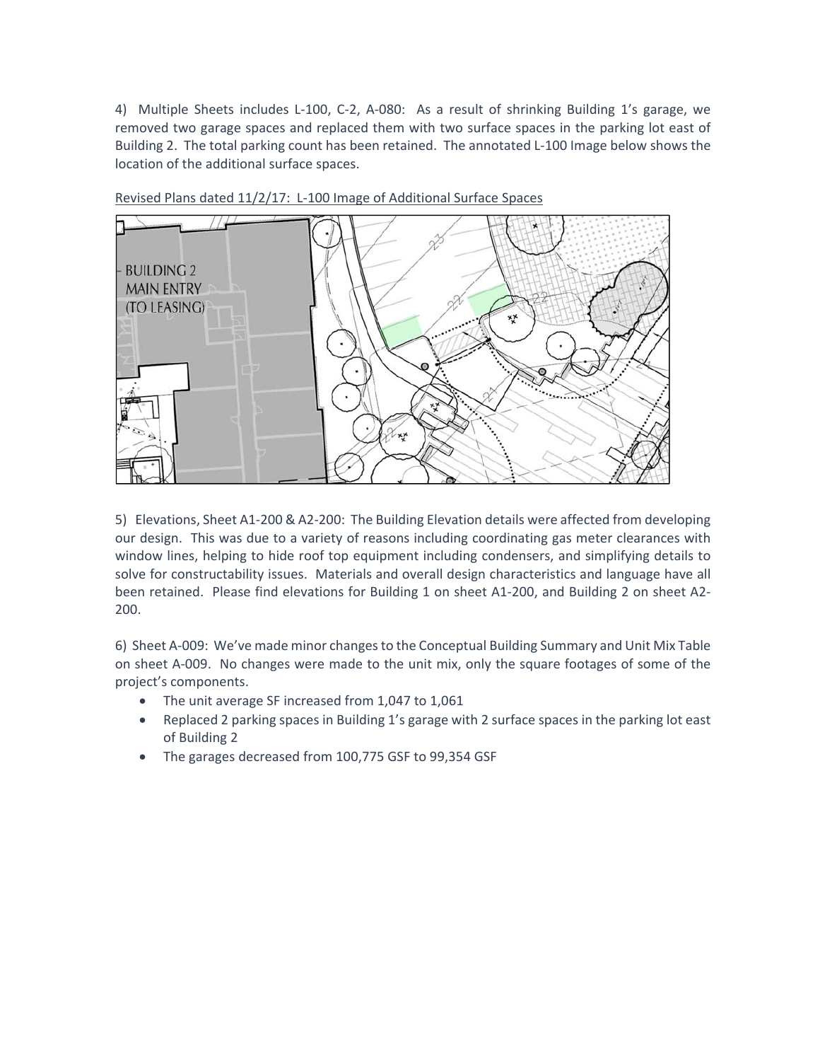4) Multiple Sheets includes L-100, C-2, A-080: As a result of shrinking Building 1's garage, we removed two garage spaces and replaced them with two surface spaces in the parking lot east of Building 2. The total parking count has been retained. The annotated L-100 Image below shows the location of the additional surface spaces.

Revised Plans dated 11/2/17: L-100 Image of Additional Surface Spaces

BUILDING 2
MAIN ENTRY
(TO LEASING)

5) Elevations, Sheet A1-200 & A2-200: The Building Elevation details were affected from developing our design. This was due to a variety of reasons including coordinating gas meter clearances with window lines, helping to hide roof top equipment including condensers, and simplifying details to solve for constructability issues. Materials and overall design characteristics and language have all been retained. Please find elevations for Building 1 on sheet A1-200, and Building 2 on sheet A2-200.

6) Sheet A-009: We've made minor changes to the Conceptual Building Summary and Unit Mix Table on sheet A-009. No changes were made to the unit mix, only the square footages of some of the project's components.

- The unit average SF increased from 1,047 to 1,061
- Replaced 2 parking spaces in Building 1's garage with 2 surface spaces in the parking lot east of Building 2
- The garages decreased from 100,775 GSF to 99,354 GSF